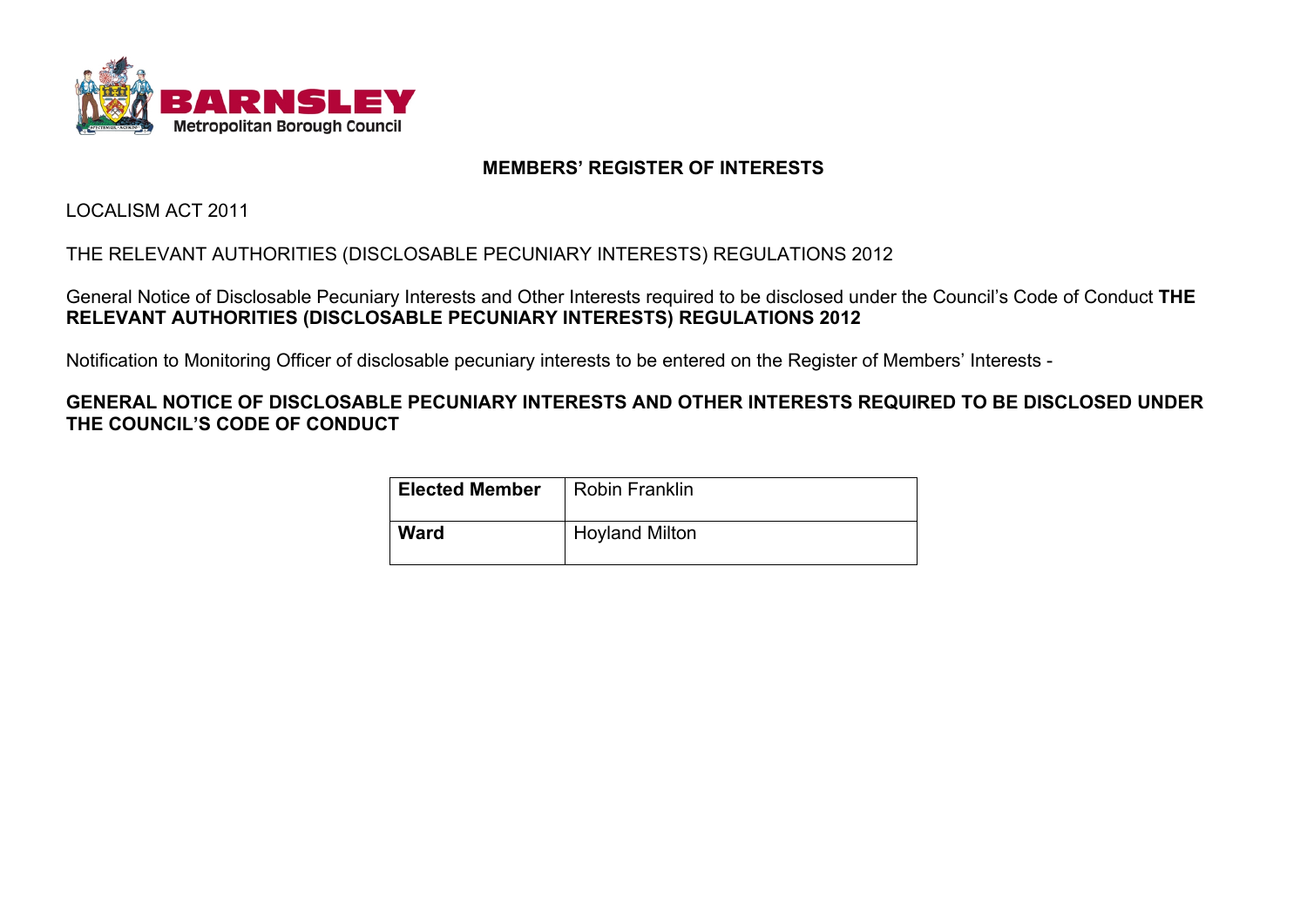BARNSLEY
Metropolitan Borough Council

# MEMBERS' REGISTER OF INTERESTS

LOCALISM ACT 2011

THE RELEVANT AUTHORITIES (DISCLOSABLE PECUNIARY INTERESTS) REGULATIONS 2012

General Notice of Disclosable Pecuniary Interests and Other Interests required to be disclosed under the Council's Code of Conduct **THE RELEVANT AUTHORITIES (DISCLOSABLE PECUNIARY INTERESTS) REGULATIONS 2012**

Notification to Monitoring Officer of disclosable pecuniary interests to be entered on the Register of Members' Interests -

**GENERAL NOTICE OF DISCLOSABLE PECUNIARY INTERESTS AND OTHER INTERESTS REQUIRED TO BE DISCLOSED UNDER THE COUNCIL'S CODE OF CONDUCT**

| | |
|---|---|
| **Elected Member** | Robin Franklin |
| **Ward** | Hoyland Milton |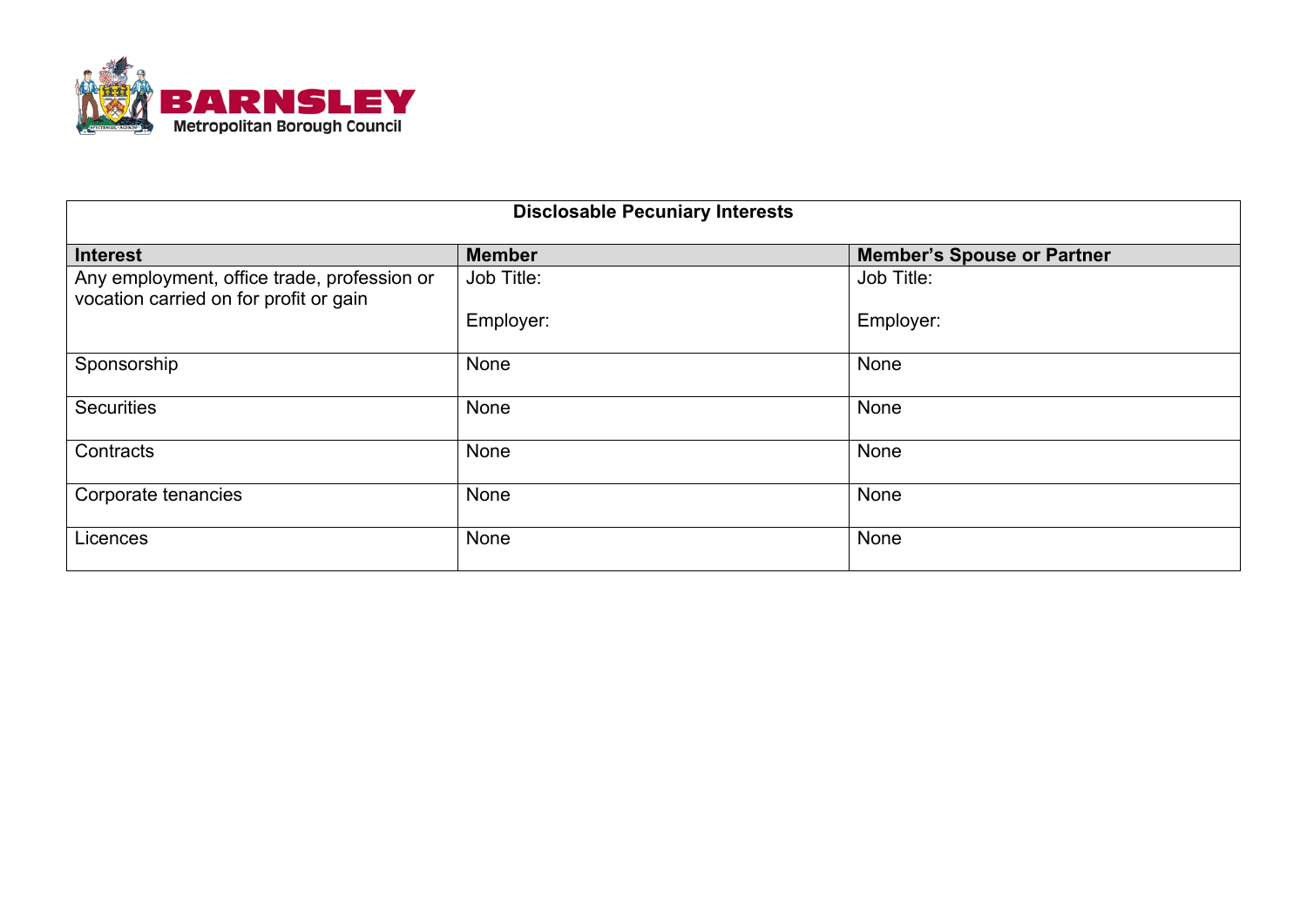BARNSLEY
Metropolitan Borough Council

| Disclosable Pecuniary Interests | | |
|---|---|---|
| **Interest** | **Member** | **Member's Spouse or Partner** |
| Any employment, office trade, profession or vocation carried on for profit or gain | Job Title:<br><br>Employer: | Job Title:<br><br>Employer: |
| Sponsorship | None | None |
| Securities | None | None |
| Contracts | None | None |
| Corporate tenancies | None | None |
| Licences | None | None |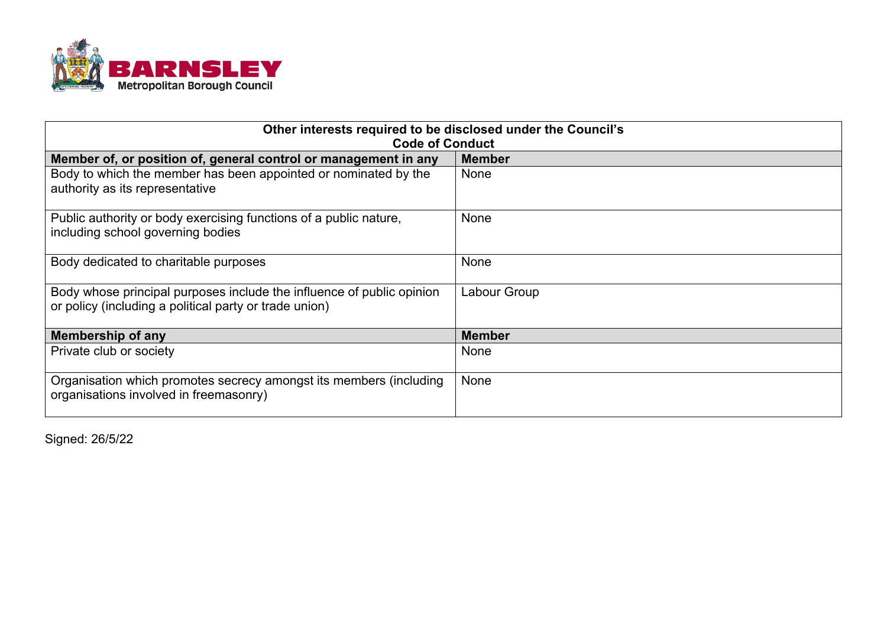**BARNSLEY**
Metropolitan Borough Council

| Other interests required to be disclosed under the Council's Code of Conduct | |
|---|---|
| **Member of, or position of, general control or management in any** | **Member** |
| Body to which the member has been appointed or nominated by the authority as its representative | None |
| Public authority or body exercising functions of a public nature, including school governing bodies | None |
| Body dedicated to charitable purposes | None |
| Body whose principal purposes include the influence of public opinion or policy (including a political party or trade union) | Labour Group |
| **Membership of any** | **Member** |
| Private club or society | None |
| Organisation which promotes secrecy amongst its members (including organisations involved in freemasonry) | None |

Signed: 26/5/22